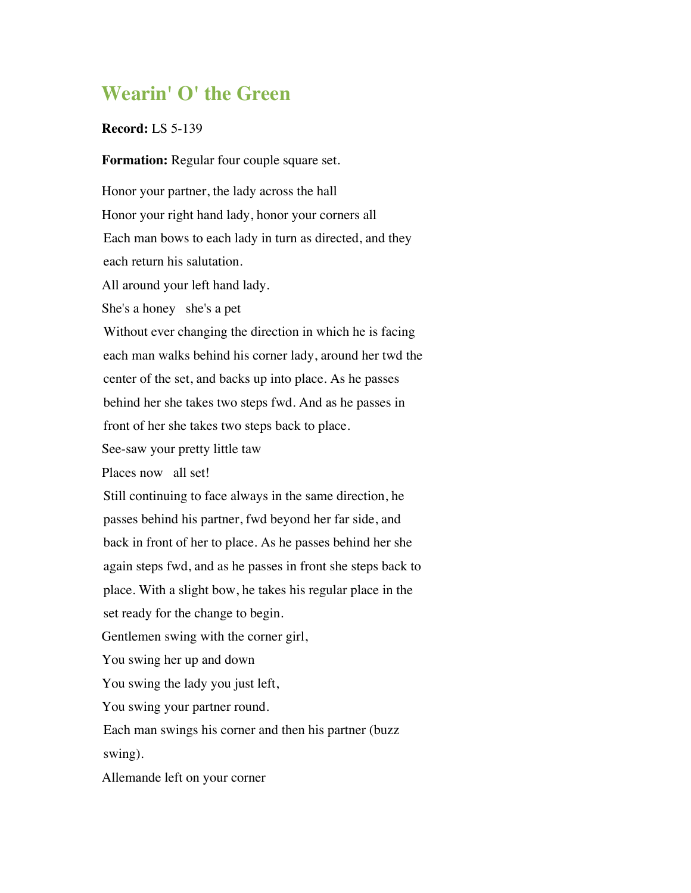# Wearin' O' the Green

**Record:** LS 5-139

**Formation:** Regular four couple square set.

Honor your partner, the lady across the hall

Honor your right hand lady, honor your corners all

Each man bows to each lady in turn as directed, and they each return his salutation.

All around your left hand lady.

She's a honey  she's a pet

Without ever changing the direction in which he is facing each man walks behind his corner lady, around her twd the center of the set, and backs up into place. As he passes behind her she takes two steps fwd. And as he passes in front of her she takes two steps back to place.

See-saw your pretty little taw

Places now  all set!

Still continuing to face always in the same direction, he passes behind his partner, fwd beyond her far side, and back in front of her to place. As he passes behind her she again steps fwd, and as he passes in front she steps back to place. With a slight bow, he takes his regular place in the set ready for the change to begin.

Gentlemen swing with the corner girl,

You swing her up and down

You swing the lady you just left,

You swing your partner round.

Each man swings his corner and then his partner (buzz swing).

Allemande left on your corner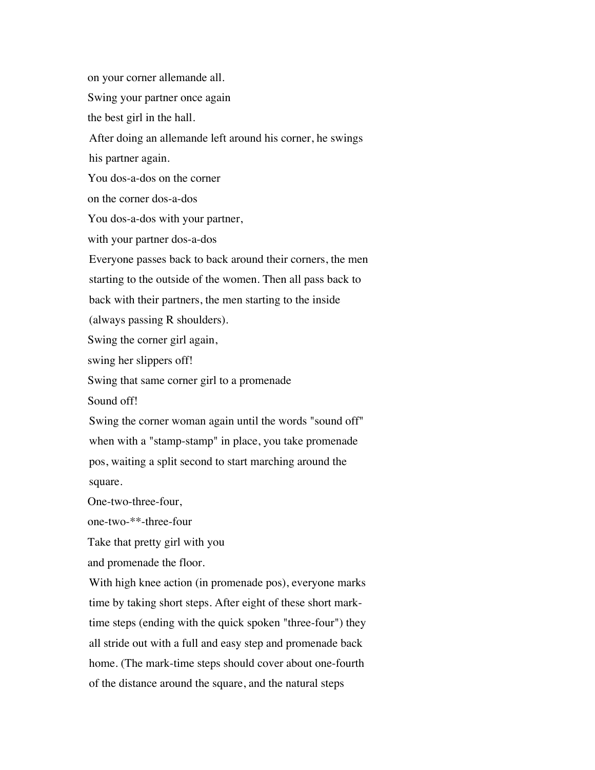on your corner allemande all.

Swing your partner once again

the best girl in the hall.

After doing an allemande left around his corner, he swings his partner again.

You dos-a-dos on the corner

on the corner dos-a-dos

You dos-a-dos with your partner,

with your partner dos-a-dos

Everyone passes back to back around their corners, the men starting to the outside of the women. Then all pass back to back with their partners, the men starting to the inside (always passing R shoulders).

Swing the corner girl again,

swing her slippers off!

Swing that same corner girl to a promenade

Sound off!

Swing the corner woman again until the words "sound off" when with a "stamp-stamp" in place, you take promenade pos, waiting a split second to start marching around the square.

One-two-three-four,

one-two-**-three-four

Take that pretty girl with you

and promenade the floor.

With high knee action (in promenade pos), everyone marks time by taking short steps. After eight of these short mark-time steps (ending with the quick spoken "three-four") they all stride out with a full and easy step and promenade back home. (The mark-time steps should cover about one-fourth of the distance around the square, and the natural steps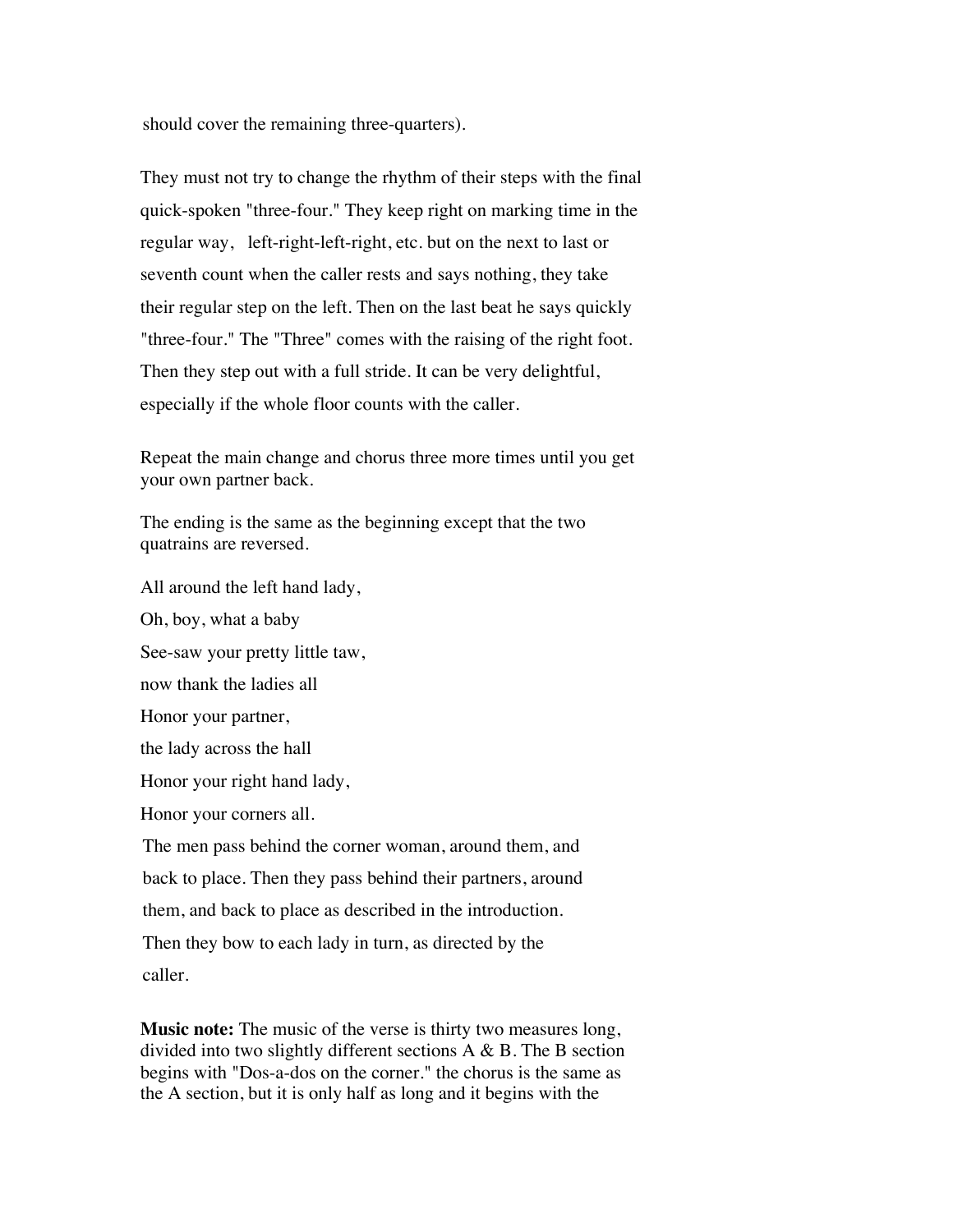should cover the remaining three-quarters).

They must not try to change the rhythm of their steps with the final quick-spoken "three-four." They keep right on marking time in the regular way, left-right-left-right, etc. but on the next to last or seventh count when the caller rests and says nothing, they take their regular step on the left. Then on the last beat he says quickly "three-four." The "Three" comes with the raising of the right foot. Then they step out with a full stride. It can be very delightful, especially if the whole floor counts with the caller.

Repeat the main change and chorus three more times until you get your own partner back.

The ending is the same as the beginning except that the two quatrains are reversed.

All around the left hand lady,  
Oh, boy, what a baby  
See-saw your pretty little taw,  
now thank the ladies all  
Honor your partner,  
the lady across the hall  
Honor your right hand lady,  
Honor your corners all.

The men pass behind the corner woman, around them, and back to place. Then they pass behind their partners, around them, and back to place as described in the introduction. Then they bow to each lady in turn, as directed by the caller.

**Music note:** The music of the verse is thirty two measures long, divided into two slightly different sections A & B. The B section begins with "Dos-a-dos on the corner." the chorus is the same as the A section, but it is only half as long and it begins with the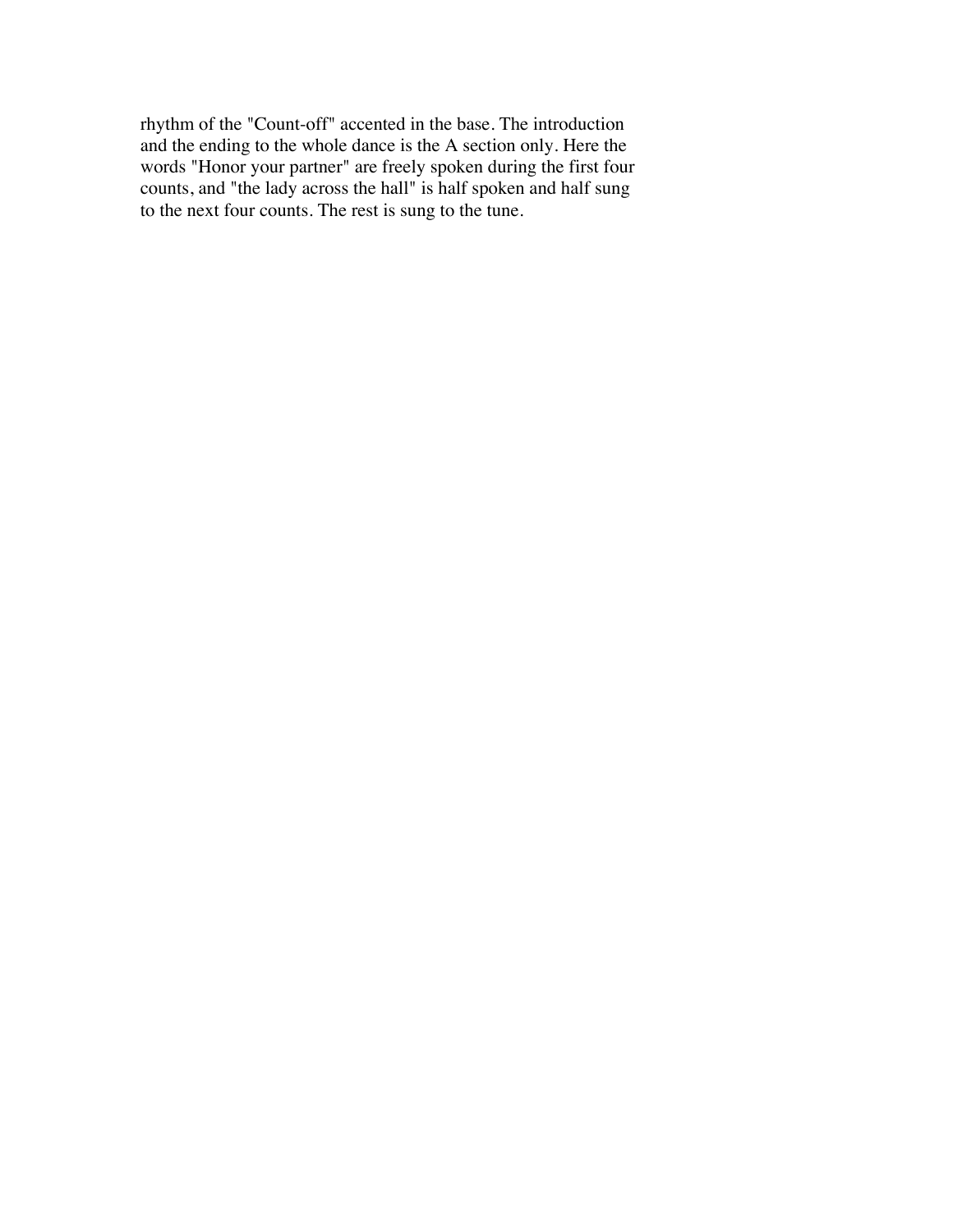rhythm of the "Count-off" accented in the base. The introduction and the ending to the whole dance is the A section only. Here the words "Honor your partner" are freely spoken during the first four counts, and "the lady across the hall" is half spoken and half sung to the next four counts. The rest is sung to the tune.